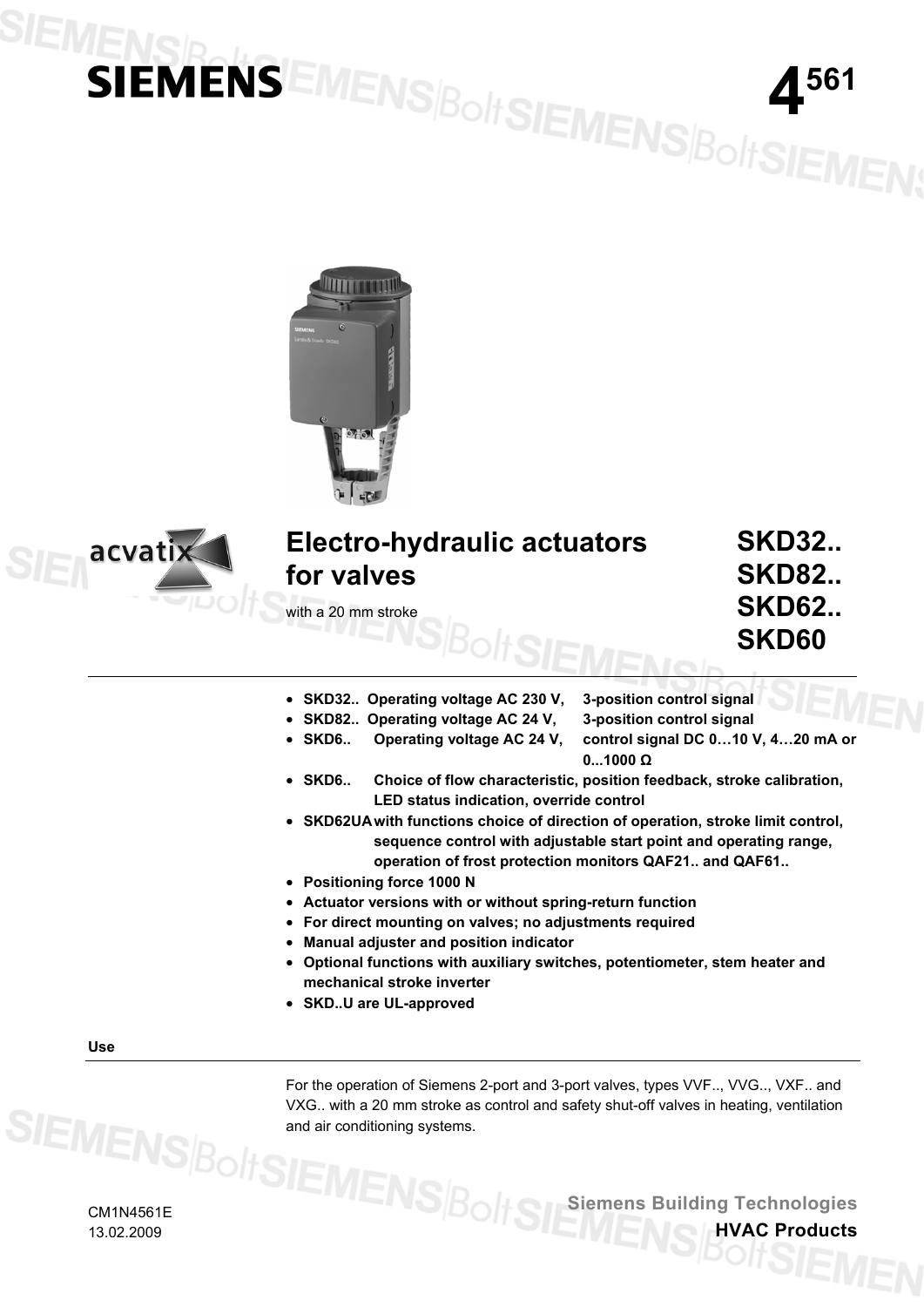**SIEMENS**

**4561**

acvatix

# Electro-hydraulic actuators for valves

with a 20 mm stroke

**SKD32..**
**SKD82..**
**SKD62..**
**SKD60**

- **SKD32.. Operating voltage AC 230 V, 3-position control signal**
- **SKD82.. Operating voltage AC 24 V, 3-position control signal**
- **SKD6.. Operating voltage AC 24 V, control signal DC 0…10 V, 4…20 mA or 0...1000 Ω**
- **SKD6.. Choice of flow characteristic, position feedback, stroke calibration, LED status indication, override control**
- **SKD62UA with functions choice of direction of operation, stroke limit control, sequence control with adjustable start point and operating range, operation of frost protection monitors QAF21.. and QAF61..**
- **Positioning force 1000 N**
- **Actuator versions with or without spring-return function**
- **For direct mounting on valves; no adjustments required**
- **Manual adjuster and position indicator**
- **Optional functions with auxiliary switches, potentiometer, stem heater and mechanical stroke inverter**
- **SKD..U are UL-approved**

## Use

For the operation of Siemens 2-port and 3-port valves, types VVF.., VVG.., VXF.. and VXG.. with a 20 mm stroke as control and safety shut-off valves in heating, ventilation and air conditioning systems.

CM1N4561E
13.02.2009

**Siemens Building Technologies**
**HVAC Products**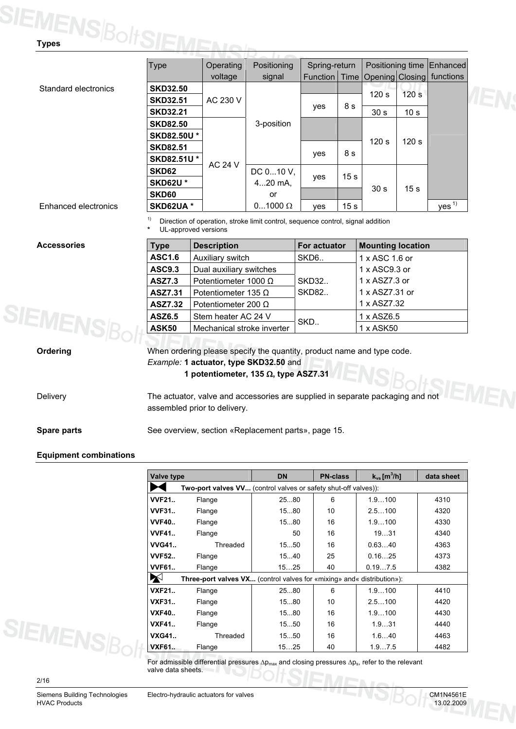## Types

| | Type | Operating voltage | Positioning signal | Spring-return Function | Spring-return Time | Positioning time Opening | Positioning time Closing | Enhanced functions |
|---|---|---|---|---|---|---|---|---|
| Standard electronics | **SKD32.50** | AC 230 V | 3-position | | | 120 s | 120 s | |
| | **SKD32.51** | | | yes | 8 s | | | |
| | **SKD32.21** | | | | | 30 s | 10 s | |
| | **SKD82.50** | AC 24 V | | | | 120 s | 120 s | |
| | **SKD82.50U *** | | | | | | | |
| | **SKD82.51** | | | yes | 8 s | | | |
| | **SKD82.51U *** | | | | | | | |
| | **SKD62** | | DC 0...10 V, 4...20 mA, or 0...1000 Ω | yes | 15 s | 30 s | 15 s | |
| | **SKD62U *** | | | | | | | |
| | **SKD60** | | | | | | | |
| Enhanced electronics | **SKD62UA *** | | | yes | 15 s | | | yes [1] |

[1] Direction of operation, stroke limit control, sequence control, signal addition
\* UL-approved versions

## Accessories

| Type | Description | For actuator | Mounting location |
|---|---|---|---|
| **ASC1.6** | Auxiliary switch | SKD6.. | 1 x ASC 1.6 or |
| **ASC9.3** | Dual auxiliary switches | SKD32.. SKD82.. | 1 x ASC9.3 or |
| **ASZ7.3** | Potentiometer 1000 Ω | | 1 x ASZ7.3 or |
| **ASZ7.31** | Potentiometer 135 Ω | | 1 x ASZ7.31 or |
| **ASZ7.32** | Potentiometer 200 Ω | | 1 x ASZ7.32 |
| **ASZ6.5** | Stem heater AC 24 V | SKD.. | 1 x ASZ6.5 |
| **ASK50** | Mechanical stroke inverter | | 1 x ASK50 |

## Ordering

When ordering please specify the quantity, product name and type code.
*Example:* **1 actuator, type SKD32.50** and
**1 potentiometer, 135 Ω, type ASZ7.31**

Delivery

The actuator, valve and accessories are supplied in separate packaging and not assembled prior to delivery.

## Spare parts

See overview, section «Replacement parts», page 15.

## Equipment combinations

| Valve type | | DN | PN-class | $k_{vs}$ [$m^3$/h] | data sheet |
|---|---|---|---|---|---|
| **Two-port valves VV...** (control valves or safety shut-off valves)): | | | | | |
| **VVF21..** | Flange | 25...80 | 6 | 1.9…100 | 4310 |
| **VVF31..** | Flange | 15...80 | 10 | 2.5…100 | 4320 |
| **VVF40..** | Flange | 15...80 | 16 | 1.9…100 | 4330 |
| **VVF41..** | Flange | 50 | 16 | 19…31 | 4340 |
| **VVG41..** | Threaded | 15...50 | 16 | 0.63…40 | 4363 |
| **VVF52..** | Flange | 15...40 | 25 | 0.16…25 | 4373 |
| **VVF61..** | Flange | 15…25 | 40 | 0.19…7.5 | 4382 |
| **Three-port valves VX...** (control valves for «mixing» and« distribution»): | | | | | |
| **VXF21..** | Flange | 25...80 | 6 | 1.9…100 | 4410 |
| **VXF31..** | Flange | 15...80 | 10 | 2.5…100 | 4420 |
| **VXF40..** | Flange | 15...80 | 16 | 1.9…100 | 4430 |
| **VXF41..** | Flange | 15...50 | 16 | 1.9…31 | 4440 |
| **VXG41..** | Threaded | 15...50 | 16 | 1.6…40 | 4463 |
| **VXF61..** | Flange | 15…25 | 40 | 1.9…7.5 | 4482 |

For admissible differential pressures $\Delta p_{max}$ and closing pressures $\Delta p_s$, refer to the relevant valve data sheets.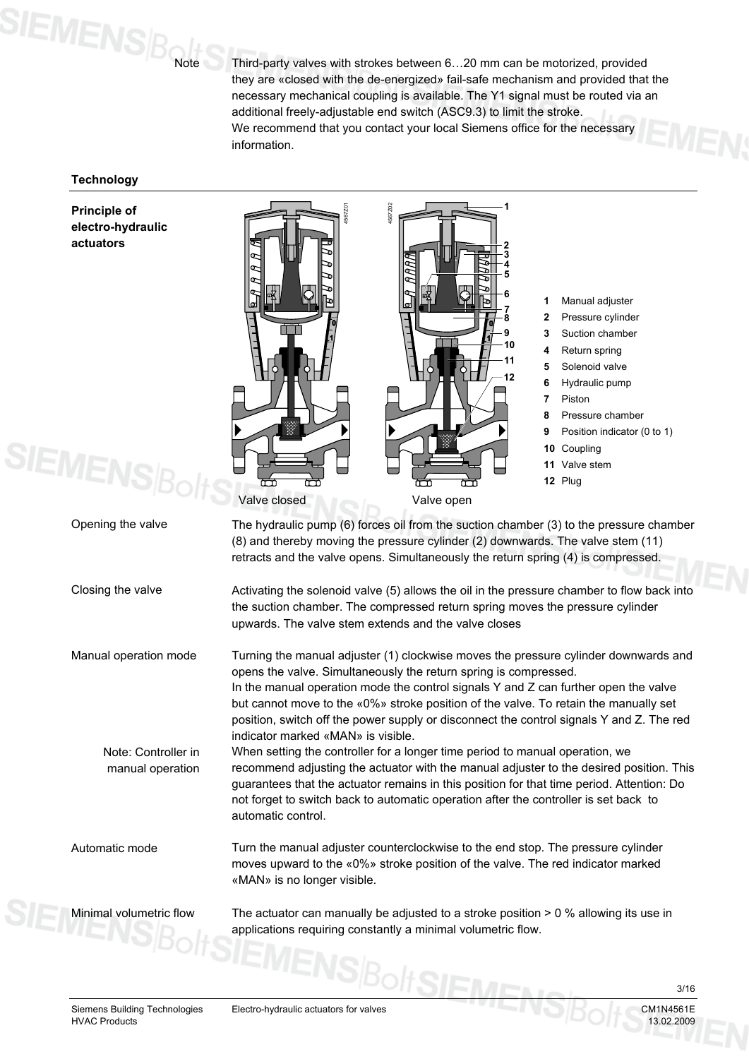Note

Third-party valves with strokes between 6…20 mm can be motorized, provided they are «closed with the de-energized» fail-safe mechanism and provided that the necessary mechanical coupling is available. The Y1 signal must be routed via an additional freely-adjustable end switch (ASC9.3) to limit the stroke.
We recommend that you contact your local Siemens office for the necessary information.

## Technology

### Principle of electro-hydraulic actuators

1 Manual adjuster
2 Pressure cylinder
3 Suction chamber
4 Return spring
5 Solenoid valve
6 Hydraulic pump
7 Piston
8 Pressure chamber
9 Position indicator (0 to 1)
10 Coupling
11 Valve stem
12 Plug

Valve closed    Valve open

**Opening the valve**

The hydraulic pump (6) forces oil from the suction chamber (3) to the pressure chamber (8) and thereby moving the pressure cylinder (2) downwards. The valve stem (11) retracts and the valve opens. Simultaneously the return spring (4) is compressed.

**Closing the valve**

Activating the solenoid valve (5) allows the oil in the pressure chamber to flow back into the suction chamber. The compressed return spring moves the pressure cylinder upwards. The valve stem extends and the valve closes

**Manual operation mode**

Turning the manual adjuster (1) clockwise moves the pressure cylinder downwards and opens the valve. Simultaneously the return spring is compressed.
In the manual operation mode the control signals Y and Z can further open the valve but cannot move to the «0%» stroke position of the valve. To retain the manually set position, switch off the power supply or disconnect the control signals Y and Z. The red indicator marked «MAN» is visible.

Note: Controller in manual operation

When setting the controller for a longer time period to manual operation, we recommend adjusting the actuator with the manual adjuster to the desired position. This guarantees that the actuator remains in this position for that time period. Attention: Do not forget to switch back to automatic operation after the controller is set back to automatic control.

**Automatic mode**

Turn the manual adjuster counterclockwise to the end stop. The pressure cylinder moves upward to the «0%» stroke position of the valve. The red indicator marked «MAN» is no longer visible.

**Minimal volumetric flow**

The actuator can manually be adjusted to a stroke position > 0 % allowing its use in applications requiring constantly a minimal volumetric flow.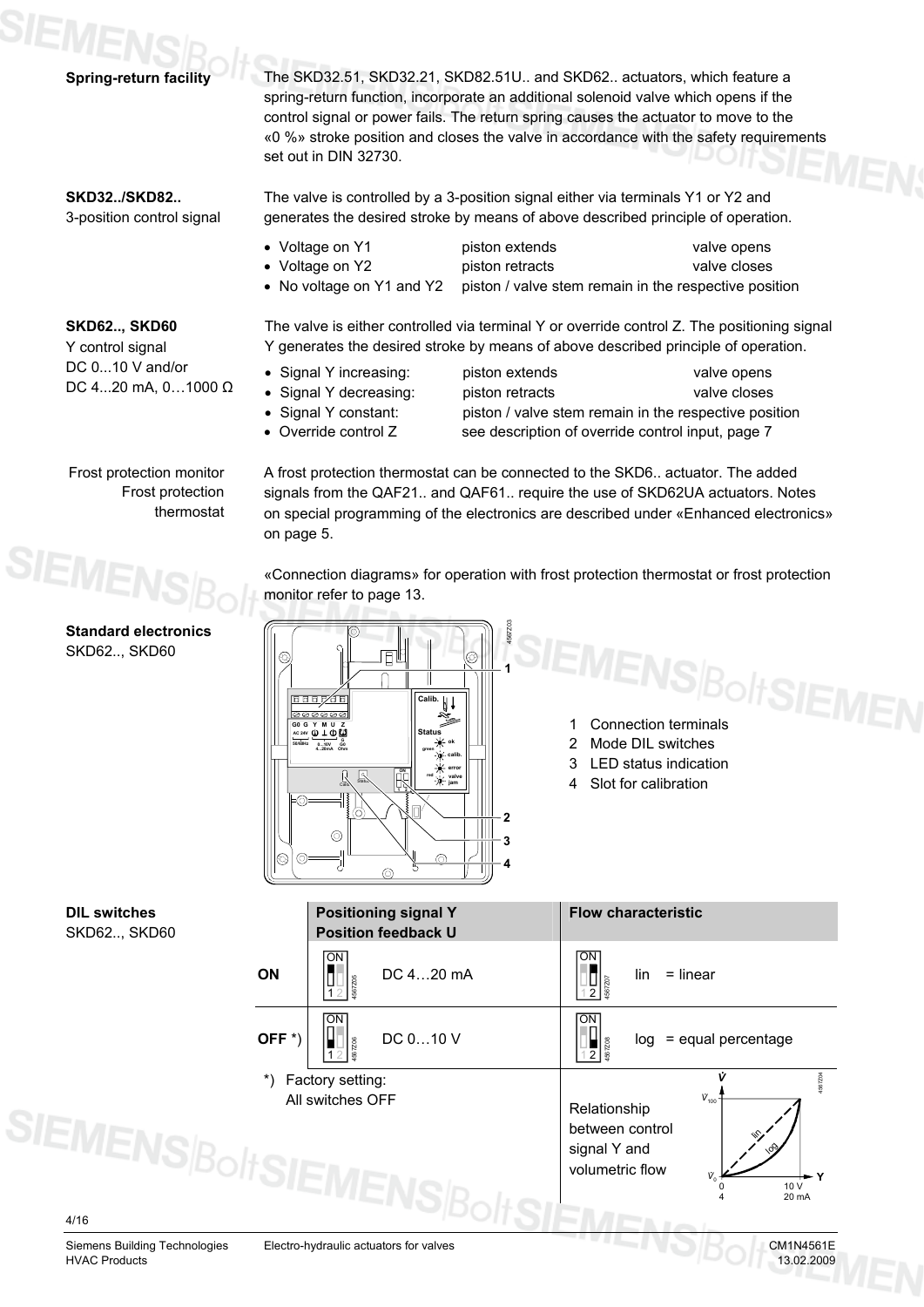**Spring-return facility**

The SKD32.51, SKD32.21, SKD82.51U.. and SKD62.. actuators, which feature a spring-return function, incorporate an additional solenoid valve which opens if the control signal or power fails. The return spring causes the actuator to move to the «0 %» stroke position and closes the valve in accordance with the safety requirements set out in DIN 32730.

**SKD32../SKD82..**
3-position control signal

The valve is controlled by a 3-position signal either via terminals Y1 or Y2 and generates the desired stroke by means of above described principle of operation.

- Voltage on Y1 — piston extends — valve opens
- Voltage on Y2 — piston retracts — valve closes
- No voltage on Y1 and Y2 — piston / valve stem remain in the respective position

**SKD62.., SKD60**
Y control signal
DC 0...10 V and/or
DC 4...20 mA, 0…1000 Ω

The valve is either controlled via terminal Y or override control Z. The positioning signal Y generates the desired stroke by means of above described principle of operation.

- Signal Y increasing: — piston extends — valve opens
- Signal Y decreasing: — piston retracts — valve closes
- Signal Y constant: — piston / valve stem remain in the respective position
- Override control Z — see description of override control input, page 7

Frost protection monitor
Frost protection thermostat

A frost protection thermostat can be connected to the SKD6.. actuator. The added signals from the QAF21.. and QAF61.. require the use of SKD62UA actuators. Notes on special programming of the electronics are described under «Enhanced electronics» on page 5.

«Connection diagrams» for operation with frost protection thermostat or frost protection monitor refer to page 13.

**Standard electronics**
SKD62.., SKD60

1. Connection terminals
2. Mode DIL switches
3. LED status indication
4. Slot for calibration

**DIL switches**
SKD62.., SKD60

| | Positioning signal Y<br>Position feedback U | Flow characteristic |
|---|---|---|
| **ON** | DC 4…20 mA | lin = linear |
| **OFF** *) | DC 0…10 V | log = equal percentage |

*) Factory setting:
All switches OFF

Relationship between control signal Y and volumetric flow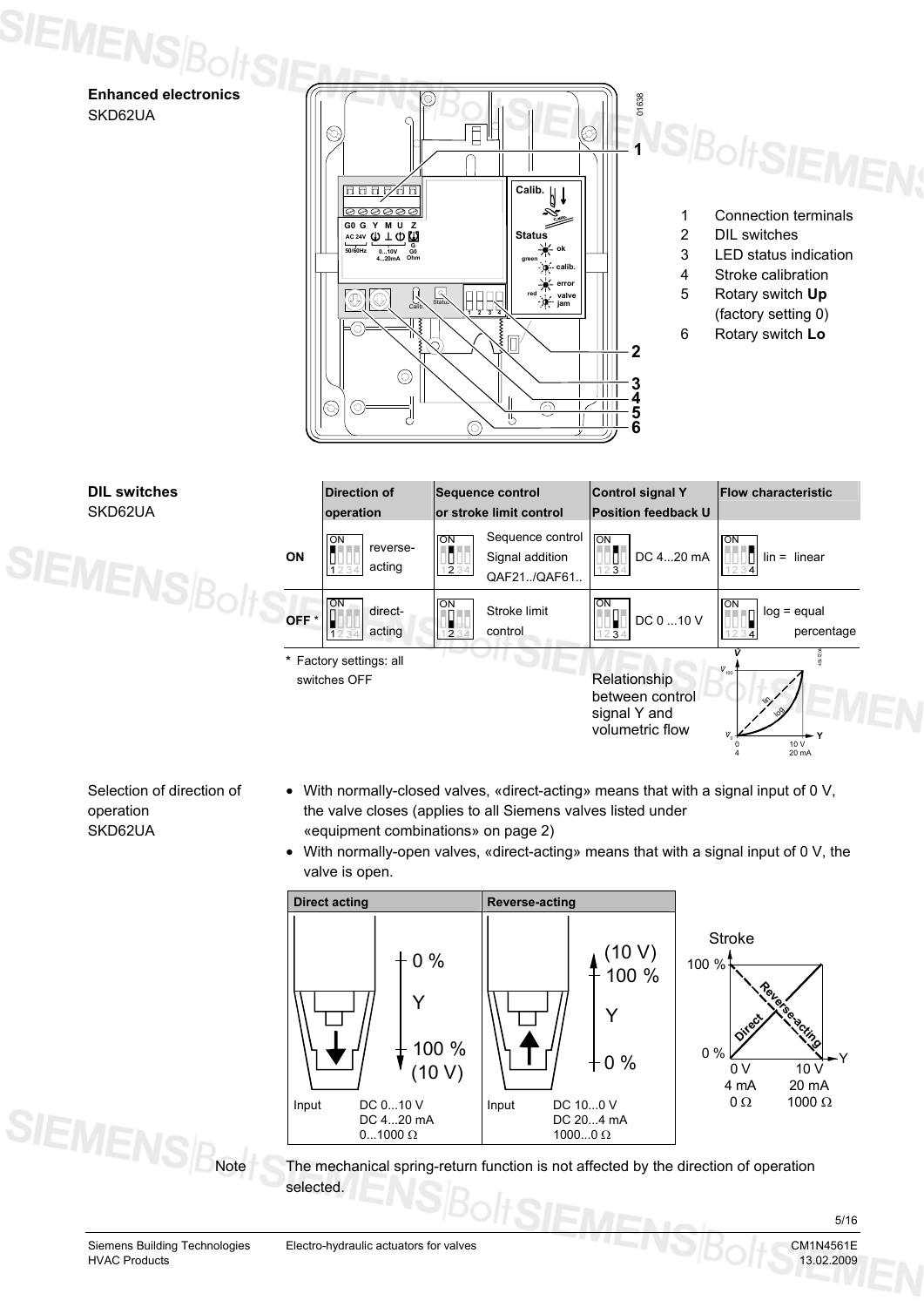**Enhanced electronics**
SKD62UA

1 Connection terminals
2 DIL switches
3 LED status indication
4 Stroke calibration
5 Rotary switch **Up** (factory setting 0)
6 Rotary switch **Lo**

**DIL switches**
SKD62UA

| | Direction of operation | Sequence control or stroke limit control | Control signal Y Position feedback U | Flow characteristic |
|---|---|---|---|---|
| ON | reverse-acting | Sequence control Signal addition QAF21../QAF61.. | DC 4...20 mA | lin = linear |
| OFF * | direct-acting | Stroke limit control | DC 0 ...10 V | log = equal percentage |

\* Factory settings: all switches OFF

Relationship between control signal Y and volumetric flow

Selection of direction of operation
SKD62UA

- With normally-closed valves, «direct-acting» means that with a signal input of 0 V, the valve closes (applies to all Siemens valves listed under «equipment combinations» on page 2)
- With normally-open valves, «direct-acting» means that with a signal input of 0 V, the valve is open.

| Direct acting | Reverse-acting |
|---|---|
| Y: 0 % ... 100 % (10 V) | Y: 0 % ... (10 V) 100 % |
| Input DC 0...10 V, DC 4...20 mA, 0...1000 Ω | Input DC 10...0 V, DC 20...4 mA, 1000...0 Ω |

Note: The mechanical spring-return function is not affected by the direction of operation selected.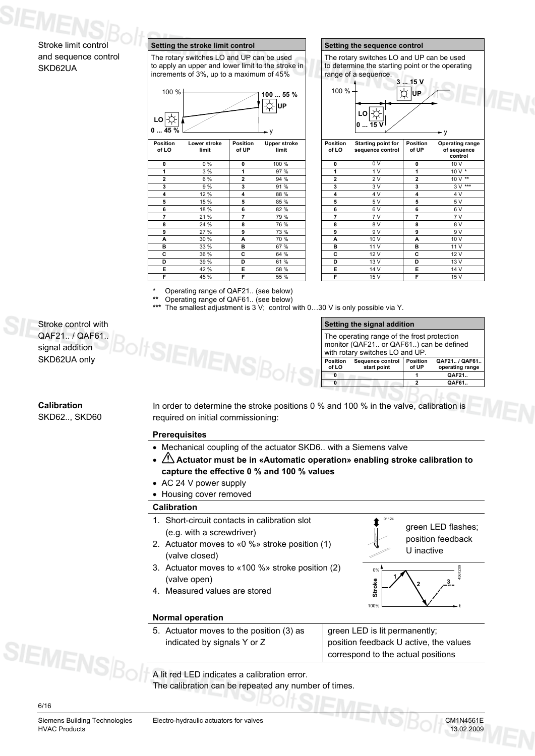## Stroke limit control and sequence control SKD62UA

### Setting the stroke limit control

The rotary switches LO and UP can be used to apply an upper and lower limit to the stroke in increments of 3%, up to a maximum of 45%

| Position of LO | Lower stroke limit | Position of UP | Upper stroke limit |
|---|---|---|---|
| 0 | 0 % | 0 | 100 % |
| 1 | 3 % | 1 | 97 % |
| 2 | 6 % | 2 | 94 % |
| 3 | 9 % | 3 | 91 % |
| 4 | 12 % | 4 | 88 % |
| 5 | 15 % | 5 | 85 % |
| 6 | 18 % | 6 | 82 % |
| 7 | 21 % | 7 | 79 % |
| 8 | 24 % | 8 | 76 % |
| 9 | 27 % | 9 | 73 % |
| A | 30 % | A | 70 % |
| B | 33 % | B | 67 % |
| C | 36 % | C | 64 % |
| D | 39 % | D | 61 % |
| E | 42 % | E | 58 % |
| F | 45 % | F | 55 % |

### Setting the sequence control

The rotary switches LO and UP can be used to determine the starting point or the operating range of a sequence.

| Position of LO | Starting point for sequence control | Position of UP | Operating range of sequence control |
|---|---|---|---|
| 0 | 0 V | 0 | 10 V |
| 1 | 1 V | 1 | 10 V * |
| 2 | 2 V | 2 | 10 V ** |
| 3 | 3 V | 3 | 3 V *** |
| 4 | 4 V | 4 | 4 V |
| 5 | 5 V | 5 | 5 V |
| 6 | 6 V | 6 | 6 V |
| 7 | 7 V | 7 | 7 V |
| 8 | 8 V | 8 | 8 V |
| 9 | 9 V | 9 | 9 V |
| A | 10 V | A | 10 V |
| B | 11 V | B | 11 V |
| C | 12 V | C | 12 V |
| D | 13 V | D | 13 V |
| E | 14 V | E | 14 V |
| F | 15 V | F | 15 V |

\* Operating range of QAF21.. (see below)
\*\* Operating range of QAF61.. (see below)
\*\*\* The smallest adjustment is 3 V; control with 0…30 V is only possible via Y.

## Stroke control with QAF21.. / QAF61.. signal addition SKD62UA only

### Setting the signal addition

The operating range of the frost protection monitor (QAF21.. or QAF61..) can be defined with rotary switches LO and UP.

| Position of LO | Sequence control start point | Position of UP | QAF21.. / QAF61.. operating range |
|---|---|---|---|
| 0 | | 1 | QAF21.. |
| 0 | | 2 | QAF61.. |

## Calibration
SKD62.., SKD60

In order to determine the stroke positions 0 % and 100 % in the valve, calibration is required on initial commissioning:

**Prerequisites**

- Mechanical coupling of the actuator SKD6.. with a Siemens valve
- ⚠ **Actuator must be in «Automatic operation» enabling stroke calibration to capture the effective 0 % and 100 % values**
- AC 24 V power supply
- Housing cover removed

**Calibration**

1. Short-circuit contacts in calibration slot (e.g. with a screwdriver)
2. Actuator moves to «0 %» stroke position (1) (valve closed)
3. Actuator moves to «100 %» stroke position (2) (valve open)
4. Measured values are stored

green LED flashes; position feedback U inactive

**Normal operation**

| | |
|---|---|
| 5. Actuator moves to the position (3) as indicated by signals Y or Z | green LED is lit permanently; position feedback U active, the values correspond to the actual positions |

A lit red LED indicates a calibration error.
The calibration can be repeated any number of times.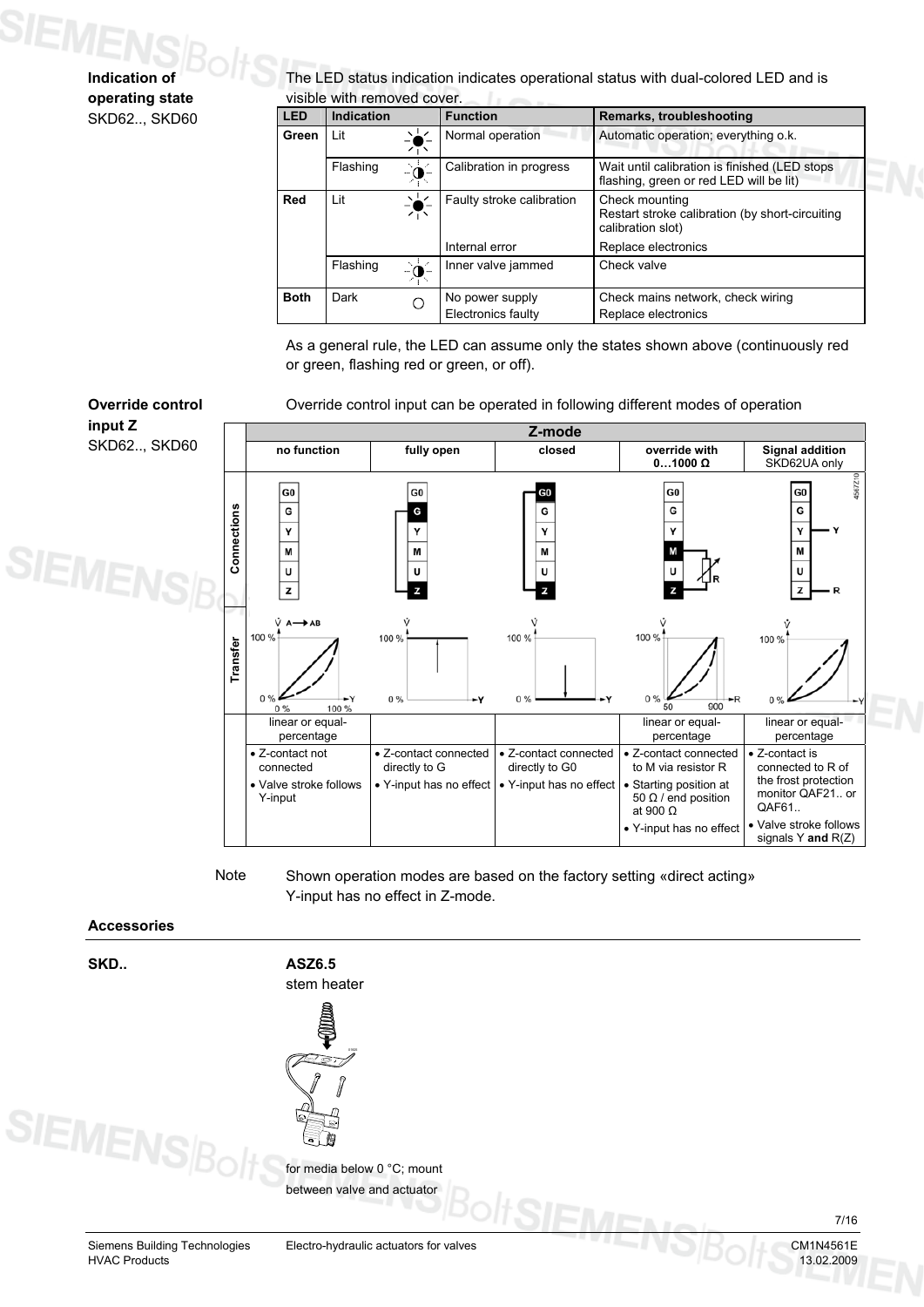**Indication of operating state**
SKD62.., SKD60

The LED status indication indicates operational status with dual-colored LED and is visible with removed cover.

| LED | Indication | Function | Remarks, troubleshooting |
|---|---|---|---|
| Green | Lit | Normal operation | Automatic operation; everything o.k. |
| | Flashing | Calibration in progress | Wait until calibration is finished (LED stops flashing, green or red LED will be lit) |
| Red | Lit | Faulty stroke calibration | Check mounting<br>Restart stroke calibration (by short-circuiting calibration slot) |
| | | Internal error | Replace electronics |
| | Flashing | Inner valve jammed | Check valve |
| Both | Dark | No power supply<br>Electronics faulty | Check mains network, check wiring<br>Replace electronics |

As a general rule, the LED can assume only the states shown above (continuously red or green, flashing red or green, or off).

**Override control input Z**
SKD62.., SKD60

Override control input can be operated in following different modes of operation

| | Z-mode | | | | |
|---|---|---|---|---|---|
| | no function | fully open | closed | override with 0…1000 Ω | Signal addition SKD62UA only |
| Connections | G0, G, Y, M, U, Z | G0, G, Y, M, U, Z | G0, G, Y, M, U, Z | G0, G, Y, M, U, Z, R | G0, G, Y, M, U, Z; Y, R |
| Transfer | V̇ A → AB; 100 %; 0 %; 0 %; 100 %; Y | V̇; 100 %; 0 %; Y | V̇; 100 %; 0 %; Y | V̇; 100 %; 0 %; 50; 900; R | V̇; 100 %; 0 %; Y |
| | linear or equal-percentage | | | linear or equal-percentage | linear or equal-percentage |
| | • Z-contact not connected<br>• Valve stroke follows Y-input | • Z-contact connected directly to G<br>• Y-input has no effect | • Z-contact connected directly to G0<br>• Y-input has no effect | • Z-contact connected to M via resistor R<br>• Starting position at 50 Ω / end position at 900 Ω<br>• Y-input has no effect | • Z-contact is connected to R of the frost protection monitor QAF21.. or QAF61..<br>• Valve stroke follows signals Y **and** R(Z) |

Note: Shown operation modes are based on the factory setting «direct acting»
Y-input has no effect in Z-mode.

## Accessories

**SKD..**

**ASZ6.5**
stem heater

for media below 0 °C; mount between valve and actuator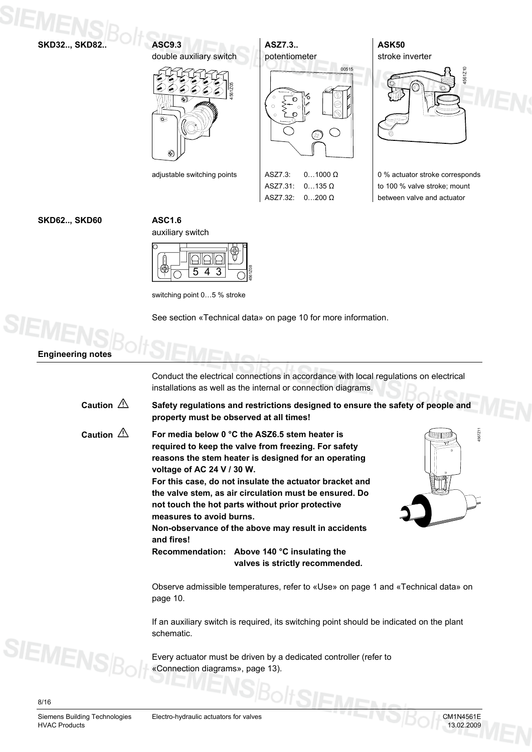**SKD32.., SKD82..**

**ASC9.3**
double auxiliary switch

adjustable switching points

**ASZ7.3..**
potentiometer

| | |
|---|---|
| ASZ7.3: | 0…1000 Ω |
| ASZ7.31: | 0…135 Ω |
| ASZ7.32: | 0…200 Ω |

**ASK50**
stroke inverter

0 % actuator stroke corresponds to 100 % valve stroke; mount between valve and actuator

**SKD62.., SKD60**

**ASC1.6**
auxiliary switch

switching point 0…5 % stroke

See section «Technical data» on page 10 for more information.

## Engineering notes

Conduct the electrical connections in accordance with local regulations on electrical installations as well as the internal or connection diagrams.

**Caution ⚠** **Safety regulations and restrictions designed to ensure the safety of people and property must be observed at all times!**

**Caution ⚠** **For media below 0 °C the ASZ6.5 stem heater is required to keep the valve from freezing. For safety reasons the stem heater is designed for an operating voltage of AC 24 V / 30 W.**
**For this case, do not insulate the actuator bracket and the valve stem, as air circulation must be ensured. Do not touch the hot parts without prior protective measures to avoid burns.**
**Non-observance of the above may result in accidents and fires!**
**Recommendation: Above 140 °C insulating the valves is strictly recommended.**

Observe admissible temperatures, refer to «Use» on page 1 and «Technical data» on page 10.

If an auxiliary switch is required, its switching point should be indicated on the plant schematic.

Every actuator must be driven by a dedicated controller (refer to «Connection diagrams», page 13).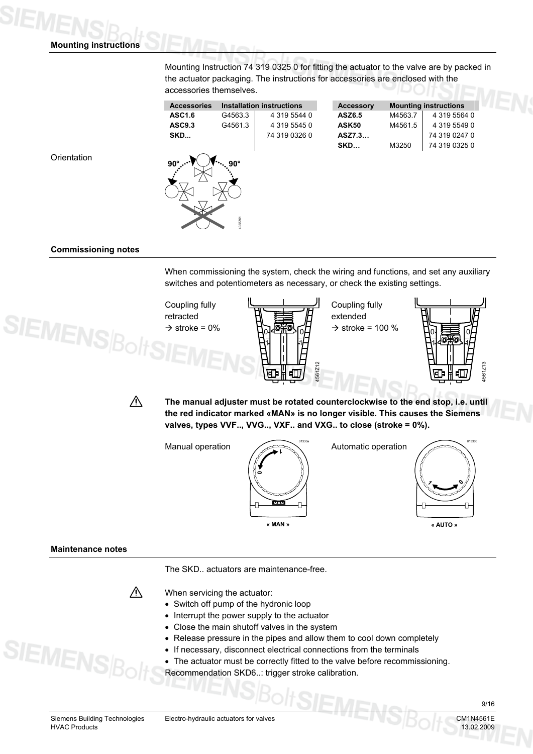## Mounting instructions

Mounting Instruction 74 319 0325 0 for fitting the actuator to the valve are by packed in the actuator packaging. The instructions for accessories are enclosed with the accessories themselves.

| Accessories | Installation instructions | |
|---|---|---|
| **ASC1.6** | G4563.3 | 4 319 5544 0 |
| **ASC9.3** | G4561.3 | 4 319 5545 0 |
| **SKD...** | | 74 319 0326 0 |

| Accessory | Mounting instructions | |
|---|---|---|
| **ASZ6.5** | M4563.7 | 4 319 5564 0 |
| **ASK50** | M4561.5 | 4 319 5549 0 |
| **ASZ7.3…** | | 74 319 0247 0 |
| **SKD…** | M3250 | 74 319 0325 0 |

Orientation

90° 90°

## Commissioning notes

When commissioning the system, check the wiring and functions, and set any auxiliary switches and potentiometers as necessary, or check the existing settings.

Coupling fully retracted → stroke = 0%

Coupling fully extended → stroke = 100 %

⚠ **The manual adjuster must be rotated counterclockwise to the end stop, i.e. until the red indicator marked «MAN» is no longer visible. This causes the Siemens valves, types VVF.., VVG.., VXF.. and VXG.. to close (stroke = 0%).**

Manual operation

« MAN »

Automatic operation

« AUTO »

## Maintenance notes

The SKD.. actuators are maintenance-free.

⚠ When servicing the actuator:

- Switch off pump of the hydronic loop
- Interrupt the power supply to the actuator
- Close the main shutoff valves in the system
- Release pressure in the pipes and allow them to cool down completely
- If necessary, disconnect electrical connections from the terminals
- The actuator must be correctly fitted to the valve before recommissioning.

Recommendation SKD6..: trigger stroke calibration.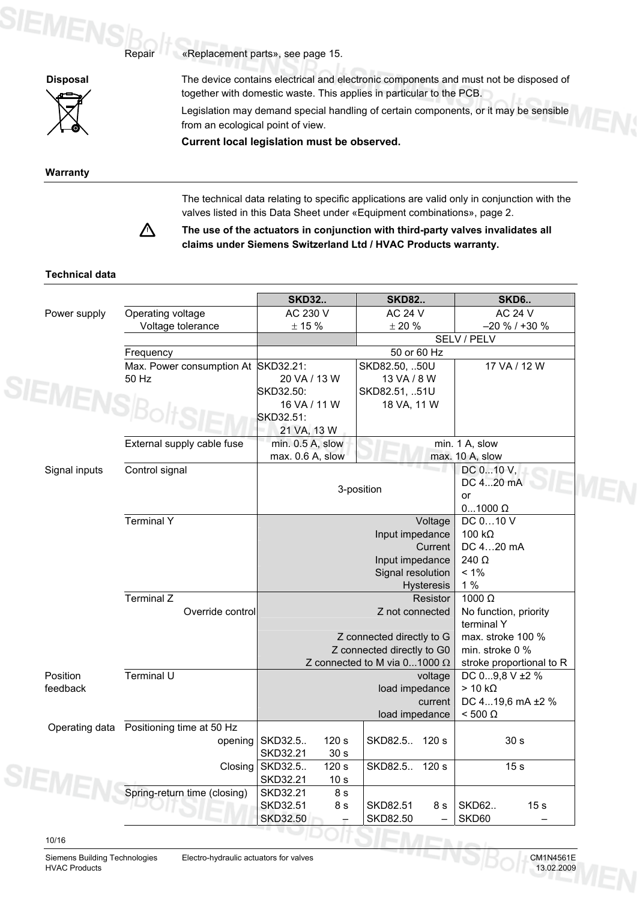Repair «Replacement parts», see page 15.

**Disposal**

The device contains electrical and electronic components and must not be disposed of together with domestic waste. This applies in particular to the PCB.

Legislation may demand special handling of certain components, or it may be sensible from an ecological point of view.

**Current local legislation must be observed.**

**Warranty**

The technical data relating to specific applications are valid only in conjunction with the valves listed in this Data Sheet under «Equipment combinations», page 2.

⚠ **The use of the actuators in conjunction with third-party valves invalidates all claims under Siemens Switzerland Ltd / HVAC Products warranty.**

**Technical data**

| | | SKD32.. | SKD82.. | SKD6.. |
|---|---|---|---|---|
| Power supply | Operating voltage<br>Voltage tolerance | AC 230 V<br>± 15 % | AC 24 V<br>± 20 % | AC 24 V<br>–20 % / +30 % |
| | | | SELV / PELV | |
| | Frequency | 50 or 60 Hz | | |
| | Max. Power consumption At 50 Hz | SKD32.21: 20 VA / 13 W<br>SKD32.50: 16 VA / 11 W<br>SKD32.51: 21 VA, 13 W | SKD82.50, ..50U 13 VA / 8 W<br>SKD82.51, ..51U 18 VA, 11 W | 17 VA / 12 W |
| | External supply cable fuse | min. 0.5 A, slow<br>max. 0.6 A, slow | min. 1 A, slow<br>max. 10 A, slow | |
| Signal inputs | Control signal | 3-position | | DC 0...10 V,<br>DC 4...20 mA<br>or<br>0...1000 Ω |
| | Terminal Y | | Voltage<br>Input impedance<br>Current<br>Input impedance<br>Signal resolution<br>Hysteresis | DC 0…10 V<br>100 kΩ<br>DC 4…20 mA<br>240 Ω<br>< 1%<br>1 % |
| | Terminal Z<br>Override control | | Resistor<br>Z not connected<br><br>Z connected directly to G<br>Z connected directly to G0<br>Z connected to M via 0...1000 Ω | 1000 Ω<br>No function, priority terminal Y<br>max. stroke 100 %<br>min. stroke 0 %<br>stroke proportional to R |
| Position feedback | Terminal U | | voltage<br>load impedance<br>current<br>load impedance | DC 0...9,8 V ±2 %<br>> 10 kΩ<br>DC 4...19,6 mA ±2 %<br>< 500 Ω |
| Operating data | Positioning time at 50 Hz<br>opening | SKD32.5.. 120 s<br>SKD32.21 30 s | SKD82.5.. 120 s | 30 s |
| | Closing | SKD32.5.. 120 s<br>SKD32.21 10 s | SKD82.5.. 120 s | 15 s |
| | Spring-return time (closing) | SKD32.21 8 s<br>SKD32.51 8 s<br>SKD32.50 – | SKD82.51 8 s<br>SKD82.50 – | SKD62.. 15 s<br>SKD60 – |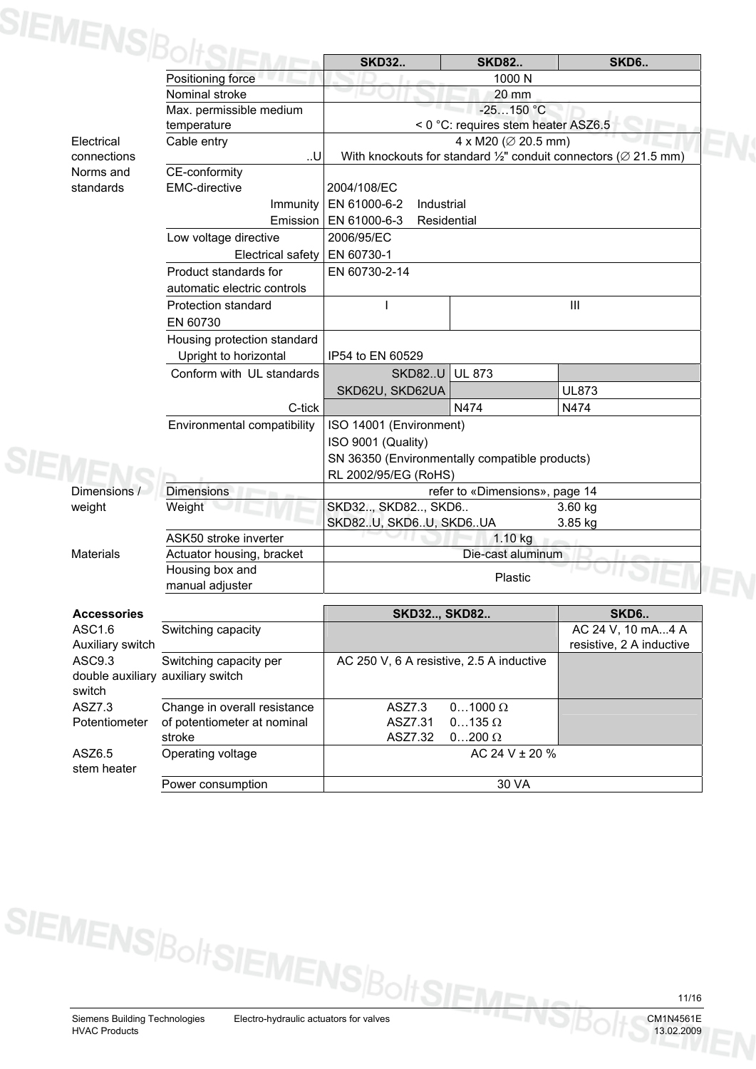| | | SKD32.. | SKD82.. | SKD6.. |
|---|---|---|---|---|
| | Positioning force | 1000 N | | |
| | Nominal stroke | 20 mm | | |
| | Max. permissible medium temperature | -25…150 °C<br>< 0 °C: requires stem heater ASZ6.5 | | |
| Electrical connections | Cable entry | 4 x M20 (∅ 20.5 mm) | | |
| | ..U | With knockouts for standard ½" conduit connectors (∅ 21.5 mm) | | |
| Norms and standards | CE-conformity<br>EMC-directive | 2004/108/EC | | |
| | Immunity | EN 61000-6-2 Industrial | | |
| | Emission | EN 61000-6-3 Residential | | |
| | Low voltage directive | 2006/95/EC | | |
| | Electrical safety | EN 60730-1 | | |
| | Product standards for automatic electric controls | EN 60730-2-14 | | |
| | Protection standard EN 60730 | I | III | |
| | Housing protection standard<br>Upright to horizontal | IP54 to EN 60529 | | |
| | Conform with UL standards | SKD82..U | UL 873 | |
| | | SKD62U, SKD62UA | | UL873 |
| | C-tick | | N474 | N474 |
| | Environmental compatibility | ISO 14001 (Environment)<br>ISO 9001 (Quality)<br>SN 36350 (Environmentally compatible products)<br>RL 2002/95/EG (RoHS) | | |
| Dimensions / weight | Dimensions | refer to «Dimensions», page 14 | | |
| | Weight | SKD32.., SKD82.., SKD6.. 3.60 kg<br>SKD82..U, SKD6..U, SKD6..UA 3.85 kg | | |
| | ASK50 stroke inverter | 1.10 kg | | |
| Materials | Actuator housing, bracket | Die-cast aluminum | | |
| | Housing box and manual adjuster | Plastic | | |

| Accessories | | SKD32.., SKD82.. | SKD6.. |
|---|---|---|---|
| ASC1.6 Auxiliary switch | Switching capacity | | AC 24 V, 10 mA...4 A resistive, 2 A inductive |
| ASC9.3 double auxiliary switch | Switching capacity per auxiliary switch | AC 250 V, 6 A resistive, 2.5 A inductive | |
| ASZ7.3 Potentiometer | Change in overall resistance of potentiometer at nominal stroke | ASZ7.3 0…1000 Ω<br>ASZ7.31 0…135 Ω<br>ASZ7.32 0…200 Ω | |
| ASZ6.5 stem heater | Operating voltage | AC 24 V ± 20 % | |
| | Power consumption | 30 VA | |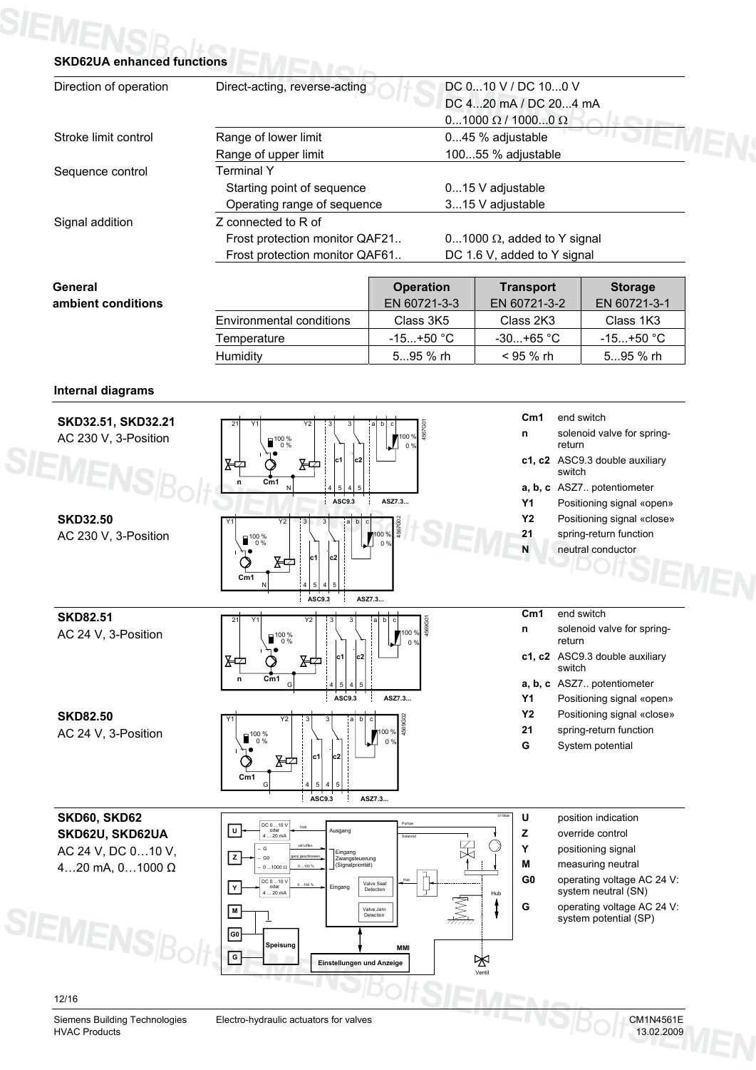### SKD62UA enhanced functions

| | | |
|---|---|---|
| Direction of operation | Direct-acting, reverse-acting | DC 0...10 V / DC 10...0 V<br>DC 4...20 mA / DC 20...4 mA<br>0...1000 Ω / 1000...0 Ω |
| Stroke limit control | Range of lower limit | 0...45 % adjustable |
| | Range of upper limit | 100...55 % adjustable |
| Sequence control | Terminal Y | |
| | Starting point of sequence | 0...15 V adjustable |
| | Operating range of sequence | 3...15 V adjustable |
| Signal addition | Z connected to R of | |
| | Frost protection monitor QAF21.. | 0...1000 Ω, added to Y signal |
| | Frost protection monitor QAF61.. | DC 1.6 V, added to Y signal |

### General ambient conditions

| | Operation<br>EN 60721-3-3 | Transport<br>EN 60721-3-2 | Storage<br>EN 60721-3-1 |
|---|---|---|---|
| Environmental conditions | Class 3K5 | Class 2K3 | Class 1K3 |
| Temperature | -15...+50 °C | -30...+65 °C | -15...+50 °C |
| Humidity | 5...95 % rh | < 95 % rh | 5...95 % rh |

### Internal diagrams

**SKD32.51, SKD32.21**
AC 230 V, 3-Position

**SKD32.50**
AC 230 V, 3-Position

| | |
|---|---|
| **Cm1** | end switch |
| **n** | solenoid valve for spring-return |
| **c1, c2** | ASC9.3 double auxiliary switch |
| **a, b, c** | ASZ7.. potentiometer |
| **Y1** | Positioning signal «open» |
| **Y2** | Positioning signal «close» |
| **21** | spring-return function |
| **N** | neutral conductor |

**SKD82.51**
AC 24 V, 3-Position

**SKD82.50**
AC 24 V, 3-Position

| | |
|---|---|
| **Cm1** | end switch |
| **n** | solenoid valve for spring-return |
| **c1, c2** | ASC9.3 double auxiliary switch |
| **a, b, c** | ASZ7.. potentiometer |
| **Y1** | Positioning signal «open» |
| **Y2** | Positioning signal «close» |
| **21** | spring-return function |
| **G** | System potential |

**SKD60, SKD62**
**SKD62U, SKD62UA**
AC 24 V, DC 0…10 V, 4…20 mA, 0…1000 Ω

| | |
|---|---|
| **U** | position indication |
| **Z** | override control |
| **Y** | positioning signal |
| **M** | measuring neutral |
| **G0** | operating voltage AC 24 V: system neutral (SN) |
| **G** | operating voltage AC 24 V: system potential (SP) |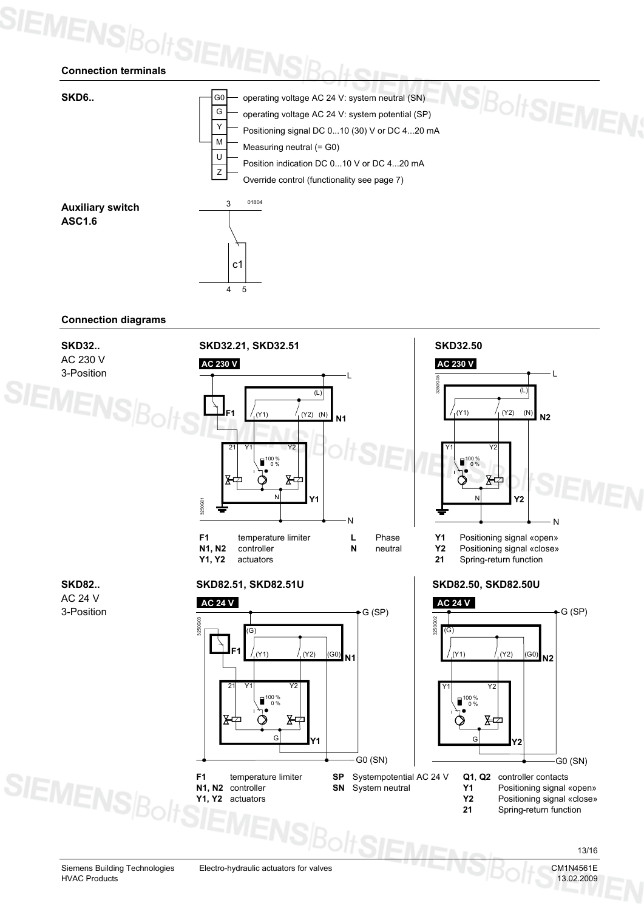## Connection terminals

**SKD6..**

| Terminal | Description |
|---|---|
| G0 | operating voltage AC 24 V: system neutral (SN) |
| G | operating voltage AC 24 V: system potential (SP) |
| Y | Positioning signal DC 0...10 (30) V or DC 4...20 mA |
| M | Measuring neutral (= G0) |
| U | Position indication DC 0...10 V or DC 4...20 mA |
| Z | Override control (functionality see page 7) |

**Auxiliary switch ASC1.6**

3, c1, 4, 5

01804

## Connection diagrams

**SKD32..**
AC 230 V
3-Position

**SKD32.21, SKD32.51**

AC 230 V

**SKD32.50**

AC 230 V

| | | | |
|---|---|---|---|
| **F1** | temperature limiter | **L** | Phase |
| **N1, N2** | controller | **N** | neutral |
| **Y1, Y2** | actuators | | |

| | |
|---|---|
| **Y1** | Positioning signal «open» |
| **Y2** | Positioning signal «close» |
| **21** | Spring-return function |

**SKD82..**
AC 24 V
3-Position

**SKD82.51, SKD82.51U**

AC 24 V

**SKD82.50, SKD82.50U**

AC 24 V

| | | | |
|---|---|---|---|
| **F1** | temperature limiter | **SP** | Systempotential AC 24 V |
| **N1, N2** | controller | **SN** | System neutral |
| **Y1, Y2** | actuators | | |

| | |
|---|---|
| **Q1**, **Q2** | controller contacts |
| **Y1** | Positioning signal «open» |
| **Y2** | Positioning signal «close» |
| **21** | Spring-return function |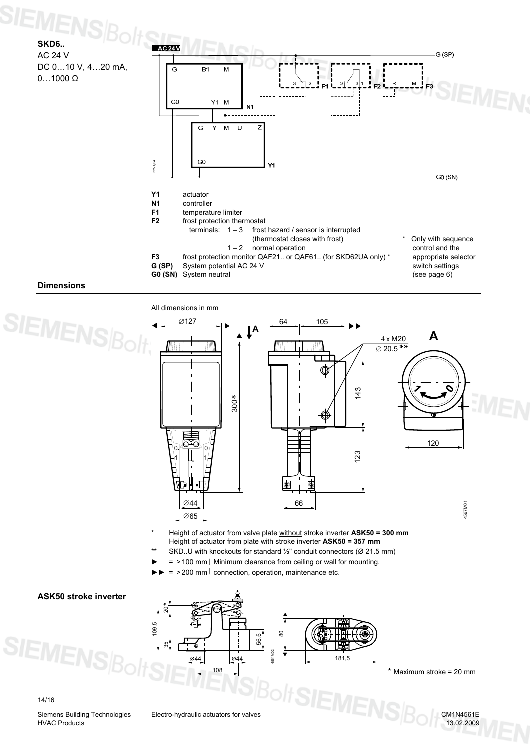**SKD6..**
AC 24 V
DC 0…10 V, 4…20 mA,
0…1000 Ω

| | |
|---|---|
| **Y1** | actuator |
| **N1** | controller |
| **F1** | temperature limiter |
| **F2** | frost protection thermostat |
| | terminals: 1 – 3 frost hazard / sensor is interrupted (thermostat closes with frost) |
| | 1 – 2 normal operation |
| **F3** | frost protection monitor QAF21.. or QAF61.. (for SKD62UA only) * |
| **G (SP)** | System potential AC 24 V |
| **G0 (SN)** | System neutral |

\* Only with sequence control and the appropriate selector switch settings (see page 6)

## Dimensions

All dimensions in mm

\* Height of actuator from valve plate without stroke inverter **ASK50 = 300 mm**
Height of actuator from plate with stroke inverter **ASK50 = 357 mm**

\*\* SKD..U with knockouts for standard ½" conduit connectors (Ø 21.5 mm)

► = >100 mm Minimum clearance from ceiling or wall for mounting,
►► = >200 mm connection, operation, maintenance etc.

## ASK50 stroke inverter

\* Maximum stroke = 20 mm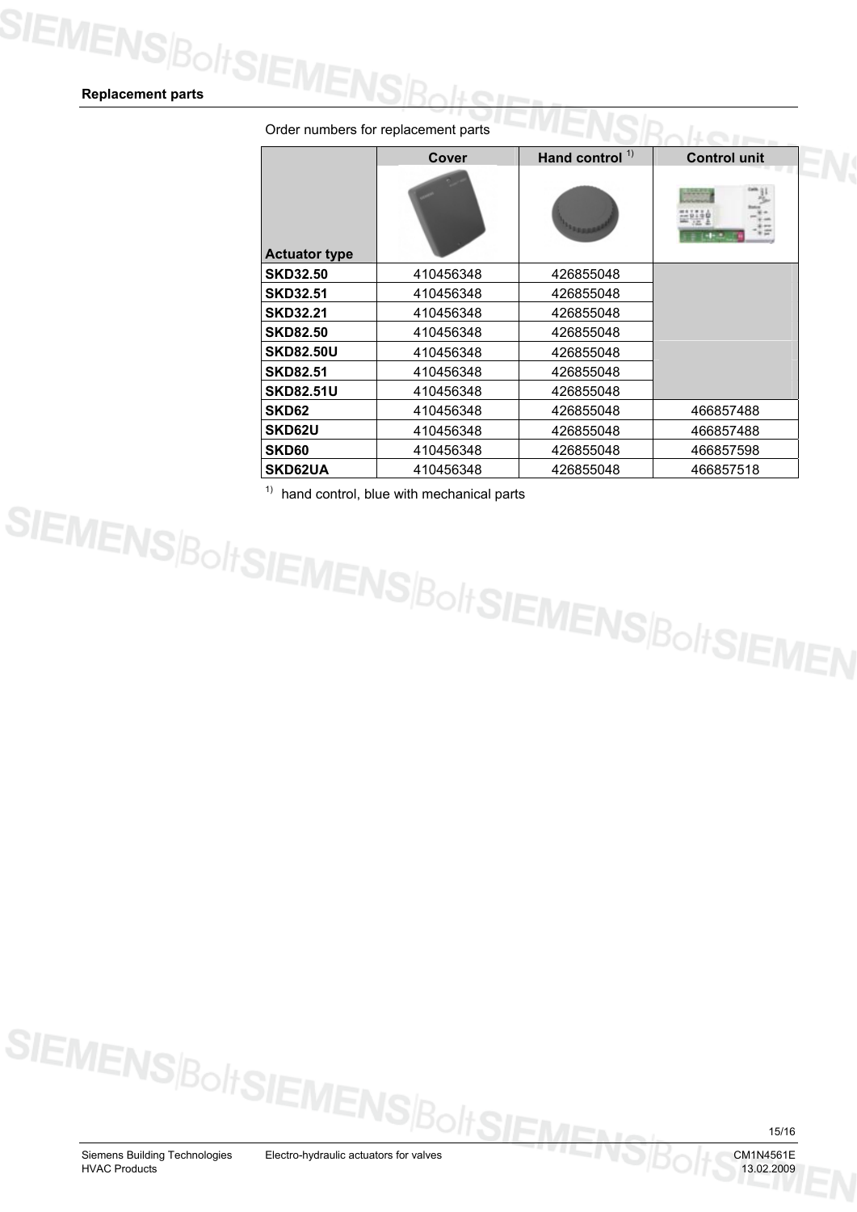## Replacement parts

Order numbers for replacement parts

| Actuator type | Cover | Hand control [1] | Control unit |
|---|---|---|---|
| SKD32.50 | 410456348 | 426855048 | |
| SKD32.51 | 410456348 | 426855048 | |
| SKD32.21 | 410456348 | 426855048 | |
| SKD82.50 | 410456348 | 426855048 | |
| SKD82.50U | 410456348 | 426855048 | |
| SKD82.51 | 410456348 | 426855048 | |
| SKD82.51U | 410456348 | 426855048 | |
| SKD62 | 410456348 | 426855048 | 466857488 |
| SKD62U | 410456348 | 426855048 | 466857488 |
| SKD60 | 410456348 | 426855048 | 466857598 |
| SKD62UA | 410456348 | 426855048 | 466857518 |

[1] hand control, blue with mechanical parts